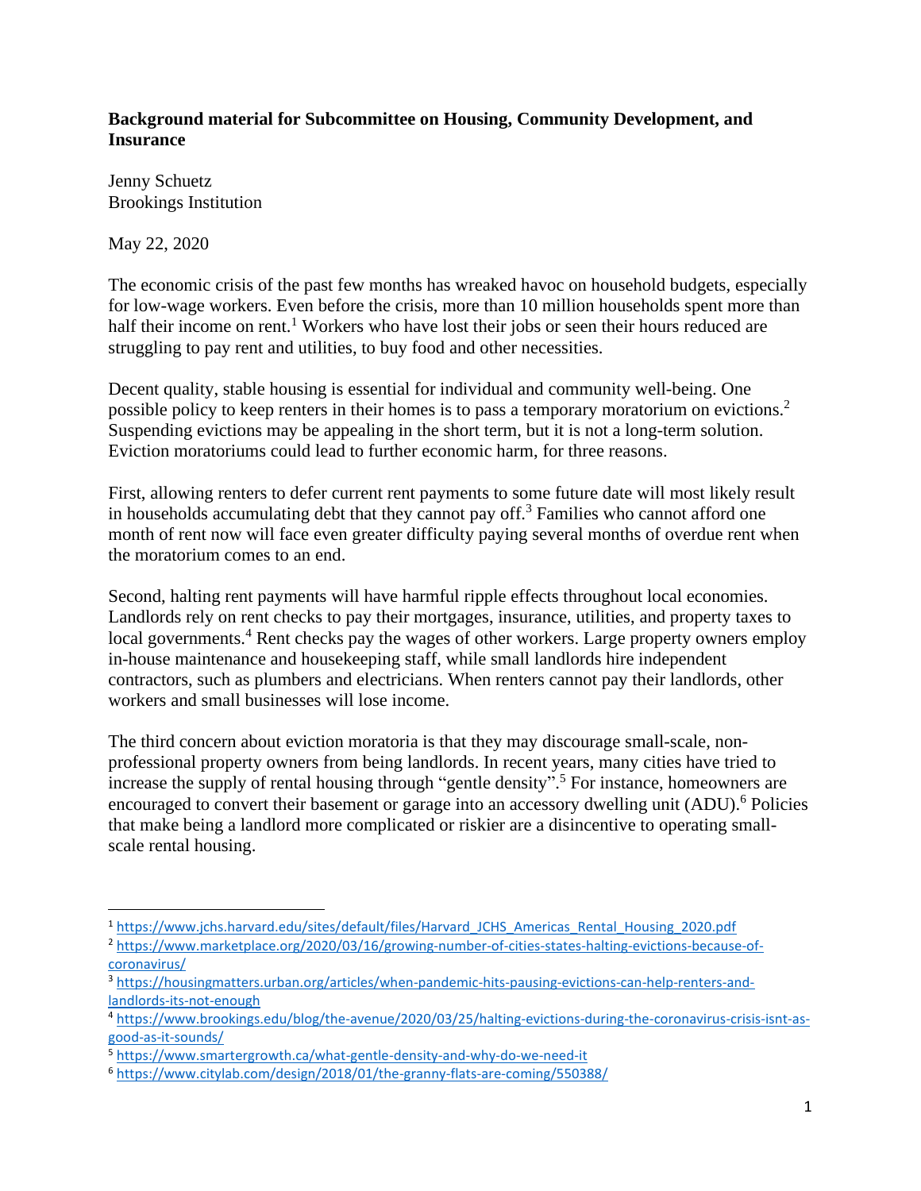**Background material for Subcommittee on Housing, Community Development, and Insurance**

Jenny Schuetz
Brookings Institution

May 22, 2020

The economic crisis of the past few months has wreaked havoc on household budgets, especially for low-wage workers. Even before the crisis, more than 10 million households spent more than half their income on rent.[1] Workers who have lost their jobs or seen their hours reduced are struggling to pay rent and utilities, to buy food and other necessities.

Decent quality, stable housing is essential for individual and community well-being. One possible policy to keep renters in their homes is to pass a temporary moratorium on evictions.[2] Suspending evictions may be appealing in the short term, but it is not a long-term solution. Eviction moratoriums could lead to further economic harm, for three reasons.

First, allowing renters to defer current rent payments to some future date will most likely result in households accumulating debt that they cannot pay off.[3] Families who cannot afford one month of rent now will face even greater difficulty paying several months of overdue rent when the moratorium comes to an end.

Second, halting rent payments will have harmful ripple effects throughout local economies. Landlords rely on rent checks to pay their mortgages, insurance, utilities, and property taxes to local governments.[4] Rent checks pay the wages of other workers. Large property owners employ in-house maintenance and housekeeping staff, while small landlords hire independent contractors, such as plumbers and electricians. When renters cannot pay their landlords, other workers and small businesses will lose income.

The third concern about eviction moratoria is that they may discourage small-scale, non-professional property owners from being landlords. In recent years, many cities have tried to increase the supply of rental housing through "gentle density".[5] For instance, homeowners are encouraged to convert their basement or garage into an accessory dwelling unit (ADU).[6] Policies that make being a landlord more complicated or riskier are a disincentive to operating small-scale rental housing.

---

[1] https://www.jchs.harvard.edu/sites/default/files/Harvard_JCHS_Americas_Rental_Housing_2020.pdf

[2] https://www.marketplace.org/2020/03/16/growing-number-of-cities-states-halting-evictions-because-of-coronavirus/

[3] https://housingmatters.urban.org/articles/when-pandemic-hits-pausing-evictions-can-help-renters-and-landlords-its-not-enough

[4] https://www.brookings.edu/blog/the-avenue/2020/03/25/halting-evictions-during-the-coronavirus-crisis-isnt-as-good-as-it-sounds/

[5] https://www.smartergrowth.ca/what-gentle-density-and-why-do-we-need-it

[6] https://www.citylab.com/design/2018/01/the-granny-flats-are-coming/550388/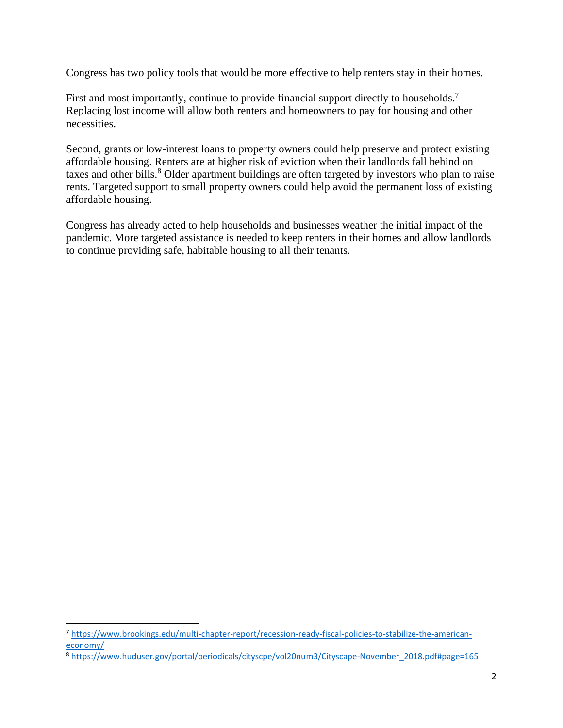Congress has two policy tools that would be more effective to help renters stay in their homes.

First and most importantly, continue to provide financial support directly to households.[7] Replacing lost income will allow both renters and homeowners to pay for housing and other necessities.

Second, grants or low-interest loans to property owners could help preserve and protect existing affordable housing. Renters are at higher risk of eviction when their landlords fall behind on taxes and other bills.[8] Older apartment buildings are often targeted by investors who plan to raise rents. Targeted support to small property owners could help avoid the permanent loss of existing affordable housing.

Congress has already acted to help households and businesses weather the initial impact of the pandemic. More targeted assistance is needed to keep renters in their homes and allow landlords to continue providing safe, habitable housing to all their tenants.

---

[7] https://www.brookings.edu/multi-chapter-report/recession-ready-fiscal-policies-to-stabilize-the-american-economy/

[8] https://www.huduser.gov/portal/periodicals/cityscpe/vol20num3/Cityscape-November_2018.pdf#page=165